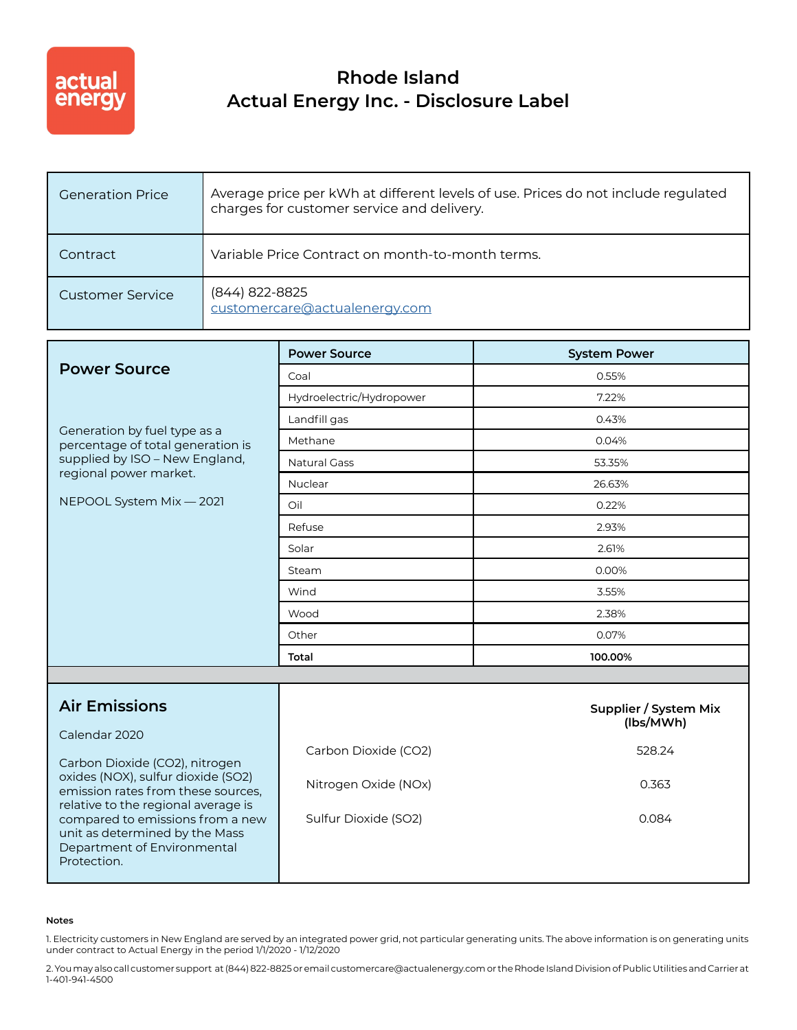# Rhode Island
# Actual Energy Inc. - Disclosure Label

| Generation Price | Average price per kWh at different levels of use. Prices do not include regulated charges for customer service and delivery. |
|---|---|
| Contract | Variable Price Contract on month-to-month terms. |
| Customer Service | (844) 822-8825<br>customercare@actualenergy.com |

## Power Source

Generation by fuel type as a percentage of total generation is supplied by ISO – New England, regional power market.

NEPOOL System Mix — 2021

| Power Source | System Power |
|---|---|
| Coal | 0.55% |
| Hydroelectric/Hydropower | 7.22% |
| Landfill gas | 0.43% |
| Methane | 0.04% |
| Natural Gass | 53.35% |
| Nuclear | 26.63% |
| Oil | 0.22% |
| Refuse | 2.93% |
| Solar | 2.61% |
| Steam | 0.00% |
| Wind | 3.55% |
| Wood | 2.38% |
| Other | 0.07% |
| **Total** | **100.00%** |

## Air Emissions

Calendar 2020

Carbon Dioxide (CO2), nitrogen oxides (NOX), sulfur dioxide (SO2) emission rates from these sources, relative to the regional average is compared to emissions from a new unit as determined by the Mass Department of Environmental Protection.

| | Supplier / System Mix (lbs/MWh) |
|---|---|
| Carbon Dioxide (CO2) | 528.24 |
| Nitrogen Oxide (NOx) | 0.363 |
| Sulfur Dioxide (SO2) | 0.084 |

**Notes**

1. Electricity customers in New England are served by an integrated power grid, not particular generating units. The above information is on generating units under contract to Actual Energy in the period 1/1/2020 - 1/12/2020

2. You may also call customer support at (844) 822-8825 or email customercare@actualenergy.com or the Rhode Island Division of Public Utilities and Carrier at 1-401-941-4500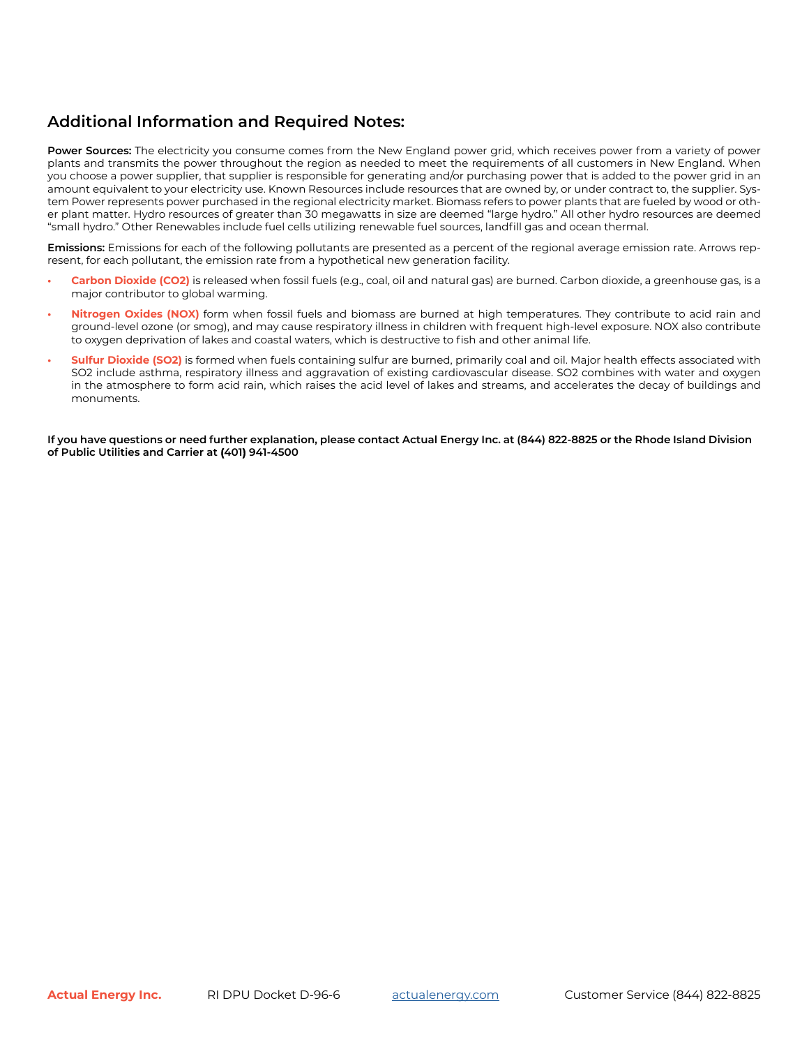## Additional Information and Required Notes:

**Power Sources:** The electricity you consume comes from the New England power grid, which receives power from a variety of power plants and transmits the power throughout the region as needed to meet the requirements of all customers in New England. When you choose a power supplier, that supplier is responsible for generating and/or purchasing power that is added to the power grid in an amount equivalent to your electricity use. Known Resources include resources that are owned by, or under contract to, the supplier. System Power represents power purchased in the regional electricity market. Biomass refers to power plants that are fueled by wood or other plant matter. Hydro resources of greater than 30 megawatts in size are deemed "large hydro." All other hydro resources are deemed "small hydro." Other Renewables include fuel cells utilizing renewable fuel sources, landfill gas and ocean thermal.

**Emissions:** Emissions for each of the following pollutants are presented as a percent of the regional average emission rate. Arrows represent, for each pollutant, the emission rate from a hypothetical new generation facility.

- **Carbon Dioxide ($CO_2$)** is released when fossil fuels (e.g., coal, oil and natural gas) are burned. Carbon dioxide, a greenhouse gas, is a major contributor to global warming.
- **Nitrogen Oxides (NOX)** form when fossil fuels and biomass are burned at high temperatures. They contribute to acid rain and ground-level ozone (or smog), and may cause respiratory illness in children with frequent high-level exposure. NOX also contribute to oxygen deprivation of lakes and coastal waters, which is destructive to fish and other animal life.
- **Sulfur Dioxide ($SO_2$)** is formed when fuels containing sulfur are burned, primarily coal and oil. Major health effects associated with $SO_2$ include asthma, respiratory illness and aggravation of existing cardiovascular disease. $SO_2$ combines with water and oxygen in the atmosphere to form acid rain, which raises the acid level of lakes and streams, and accelerates the decay of buildings and monuments.

**If you have questions or need further explanation, please contact Actual Energy Inc. at (844) 822-8825 or the Rhode Island Division of Public Utilities and Carrier at (401) 941-4500**